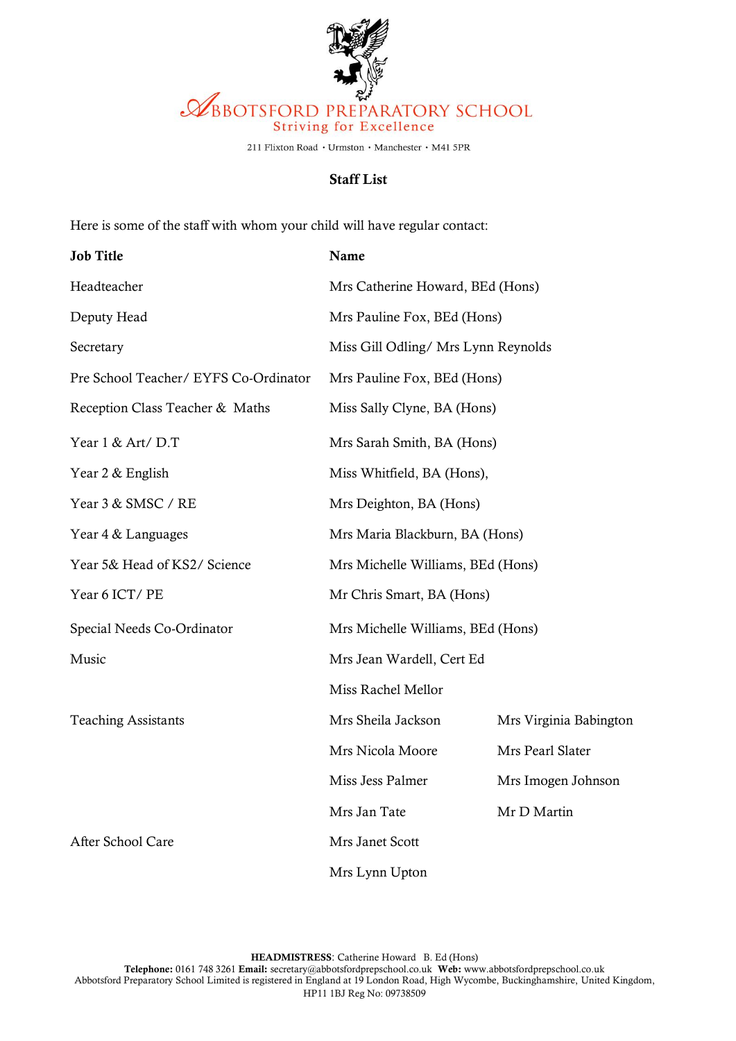# Abbotsford Preparatory School

Striving for Excellence

211 Flixton Road • Urmston • Manchester • M41 5PR

## Staff List

Here is some of the staff with whom your child will have regular contact:

| Job Title | Name | |
|---|---|---|
| Headteacher | Mrs Catherine Howard, BEd (Hons) | |
| Deputy Head | Mrs Pauline Fox, BEd (Hons) | |
| Secretary | Miss Gill Odling/ Mrs Lynn Reynolds | |
| Pre School Teacher/ EYFS Co-Ordinator | Mrs Pauline Fox, BEd (Hons) | |
| Reception Class Teacher & Maths | Miss Sally Clyne, BA (Hons) | |
| Year 1 & Art/ D.T | Mrs Sarah Smith, BA (Hons) | |
| Year 2 & English | Miss Whitfield, BA (Hons), | |
| Year 3 & SMSC / RE | Mrs Deighton, BA (Hons) | |
| Year 4 & Languages | Mrs Maria Blackburn, BA (Hons) | |
| Year 5& Head of KS2/ Science | Mrs Michelle Williams, BEd (Hons) | |
| Year 6 ICT/ PE | Mr Chris Smart, BA (Hons) | |
| Special Needs Co-Ordinator | Mrs Michelle Williams, BEd (Hons) | |
| Music | Mrs Jean Wardell, Cert Ed | |
| | Miss Rachel Mellor | |
| Teaching Assistants | Mrs Sheila Jackson | Mrs Virginia Babington |
| | Mrs Nicola Moore | Mrs Pearl Slater |
| | Miss Jess Palmer | Mrs Imogen Johnson |
| | Mrs Jan Tate | Mr D Martin |
| After School Care | Mrs Janet Scott | |
| | Mrs Lynn Upton | |

**HEADMISTRESS**: Catherine Howard B. Ed (Hons)
**Telephone:** 0161 748 3261 **Email:** secretary@abbotsfordprepschool.co.uk **Web:** www.abbotsfordprepschool.co.uk
Abbotsford Preparatory School Limited is registered in England at 19 London Road, High Wycombe, Buckinghamshire, United Kingdom, HP11 1BJ Reg No: 09738509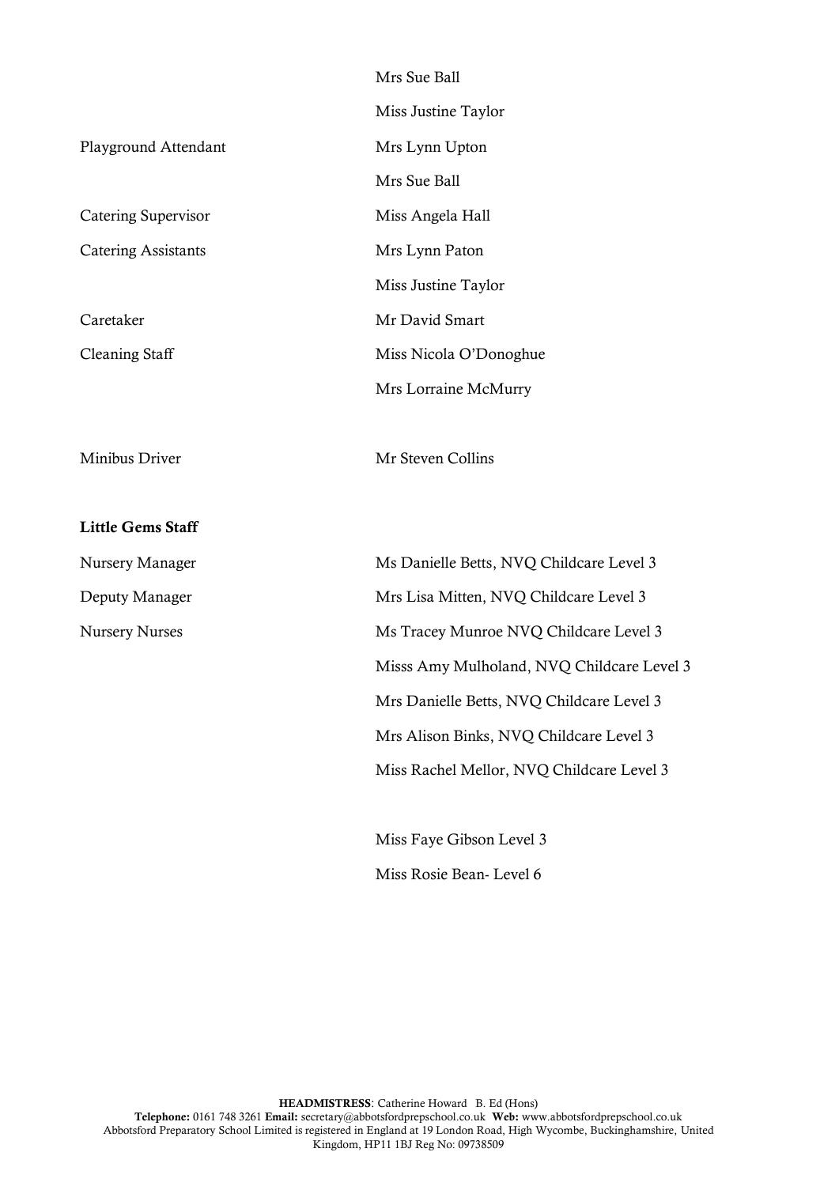| | |
|---|---|
| | Mrs Sue Ball |
| | Miss Justine Taylor |
| Playground Attendant | Mrs Lynn Upton |
| | Mrs Sue Ball |
| Catering Supervisor | Miss Angela Hall |
| Catering Assistants | Mrs Lynn Paton |
| | Miss Justine Taylor |
| Caretaker | Mr David Smart |
| Cleaning Staff | Miss Nicola O'Donoghue |
| | Mrs Lorraine McMurry |
| Minibus Driver | Mr Steven Collins |

**Little Gems Staff**

| | |
|---|---|
| Nursery Manager | Ms Danielle Betts, NVQ Childcare Level 3 |
| Deputy Manager | Mrs Lisa Mitten, NVQ Childcare Level 3 |
| Nursery Nurses | Ms Tracey Munroe NVQ Childcare Level 3 |
| | Misss Amy Mulholand, NVQ Childcare Level 3 |
| | Mrs Danielle Betts, NVQ Childcare Level 3 |
| | Mrs Alison Binks, NVQ Childcare Level 3 |
| | Miss Rachel Mellor, NVQ Childcare Level 3 |
| | Miss Faye Gibson Level 3 |
| | Miss Rosie Bean- Level 6 |

**HEADMISTRESS**: Catherine Howard B. Ed (Hons)
**Telephone:** 0161 748 3261 **Email:** secretary@abbotsfordprepschool.co.uk **Web:** www.abbotsfordprepschool.co.uk
Abbotsford Preparatory School Limited is registered in England at 19 London Road, High Wycombe, Buckinghamshire, United Kingdom, HP11 1BJ Reg No: 09738509